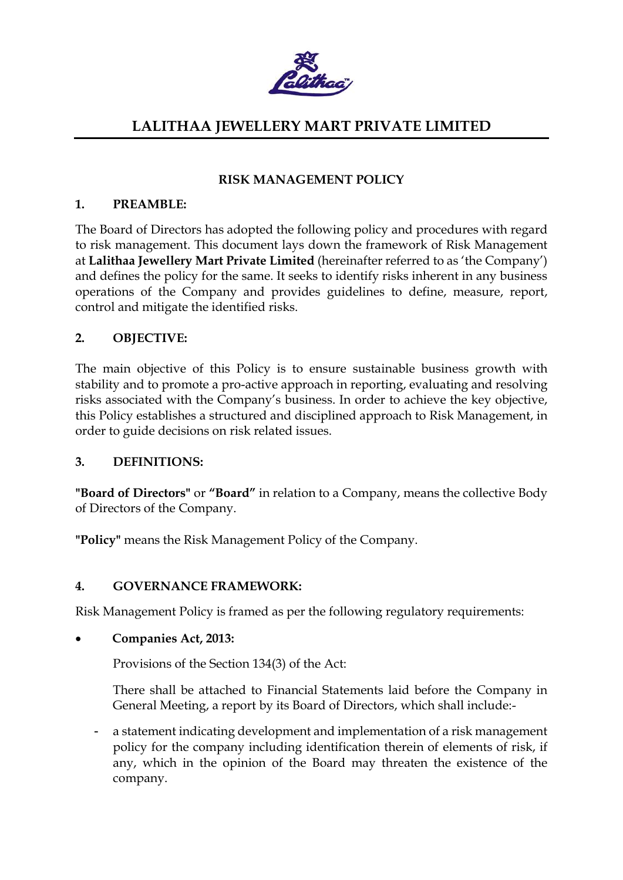# LALITHAA JEWELLERY MART PRIVATE LIMITED

## RISK MANAGEMENT POLICY

### 1. PREAMBLE:

The Board of Directors has adopted the following policy and procedures with regard to risk management. This document lays down the framework of Risk Management at **Lalithaa Jewellery Mart Private Limited** (hereinafter referred to as 'the Company') and defines the policy for the same. It seeks to identify risks inherent in any business operations of the Company and provides guidelines to define, measure, report, control and mitigate the identified risks.

### 2. OBJECTIVE:

The main objective of this Policy is to ensure sustainable business growth with stability and to promote a pro-active approach in reporting, evaluating and resolving risks associated with the Company's business. In order to achieve the key objective, this Policy establishes a structured and disciplined approach to Risk Management, in order to guide decisions on risk related issues.

### 3. DEFINITIONS:

**"Board of Directors"** or **"Board"** in relation to a Company, means the collective Body of Directors of the Company.

**"Policy"** means the Risk Management Policy of the Company.

### 4. GOVERNANCE FRAMEWORK:

Risk Management Policy is framed as per the following regulatory requirements:

- **Companies Act, 2013:**

  Provisions of the Section 134(3) of the Act:

  There shall be attached to Financial Statements laid before the Company in General Meeting, a report by its Board of Directors, which shall include:-

  - a statement indicating development and implementation of a risk management policy for the company including identification therein of elements of risk, if any, which in the opinion of the Board may threaten the existence of the company.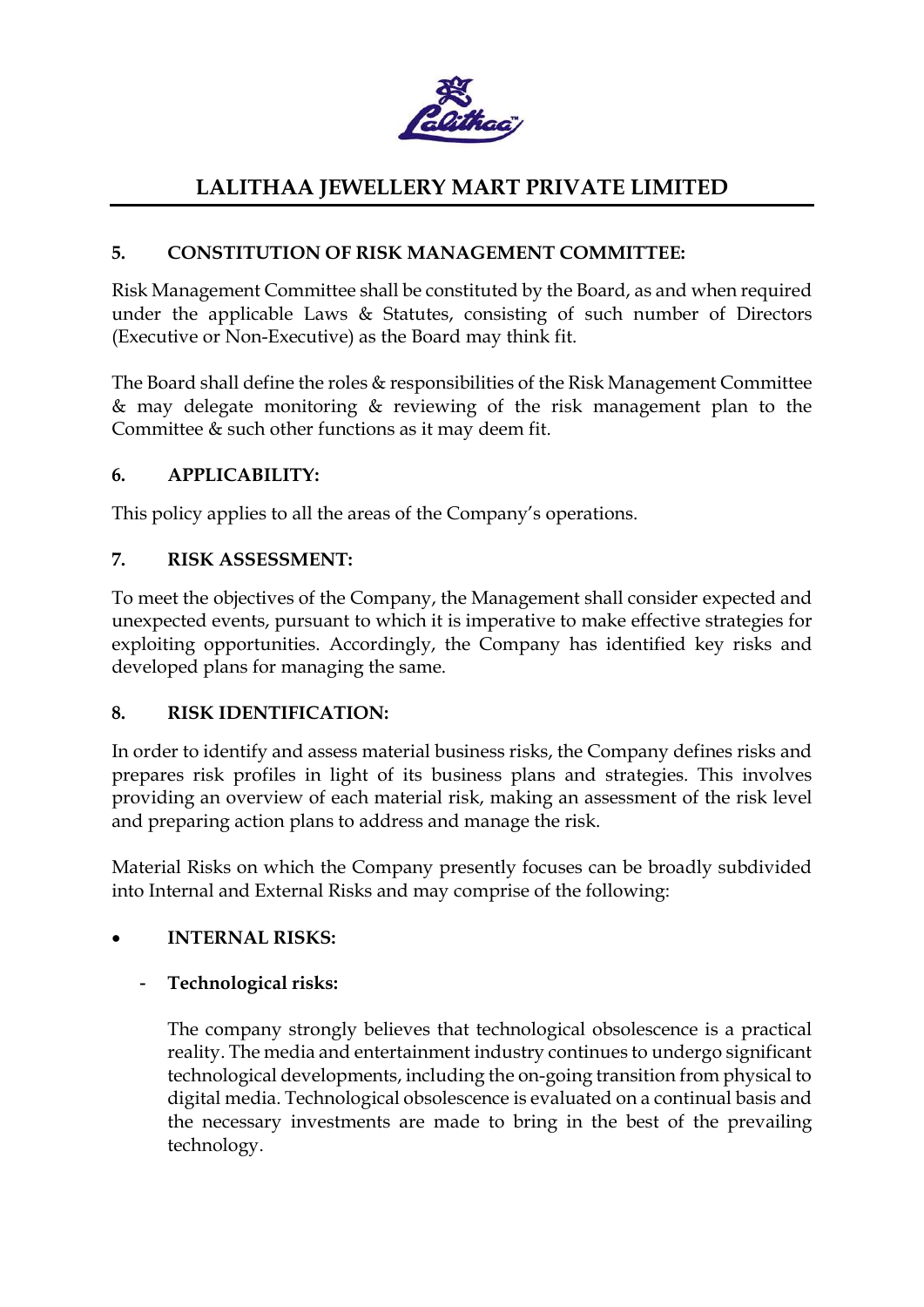## 5. CONSTITUTION OF RISK MANAGEMENT COMMITTEE:

Risk Management Committee shall be constituted by the Board, as and when required under the applicable Laws & Statutes, consisting of such number of Directors (Executive or Non-Executive) as the Board may think fit.

The Board shall define the roles & responsibilities of the Risk Management Committee & may delegate monitoring & reviewing of the risk management plan to the Committee & such other functions as it may deem fit.

## 6. APPLICABILITY:

This policy applies to all the areas of the Company's operations.

## 7. RISK ASSESSMENT:

To meet the objectives of the Company, the Management shall consider expected and unexpected events, pursuant to which it is imperative to make effective strategies for exploiting opportunities. Accordingly, the Company has identified key risks and developed plans for managing the same.

## 8. RISK IDENTIFICATION:

In order to identify and assess material business risks, the Company defines risks and prepares risk profiles in light of its business plans and strategies. This involves providing an overview of each material risk, making an assessment of the risk level and preparing action plans to address and manage the risk.

Material Risks on which the Company presently focuses can be broadly subdivided into Internal and External Risks and may comprise of the following:

- **INTERNAL RISKS:**

  - **Technological risks:**

    The company strongly believes that technological obsolescence is a practical reality. The media and entertainment industry continues to undergo significant technological developments, including the on-going transition from physical to digital media. Technological obsolescence is evaluated on a continual basis and the necessary investments are made to bring in the best of the prevailing technology.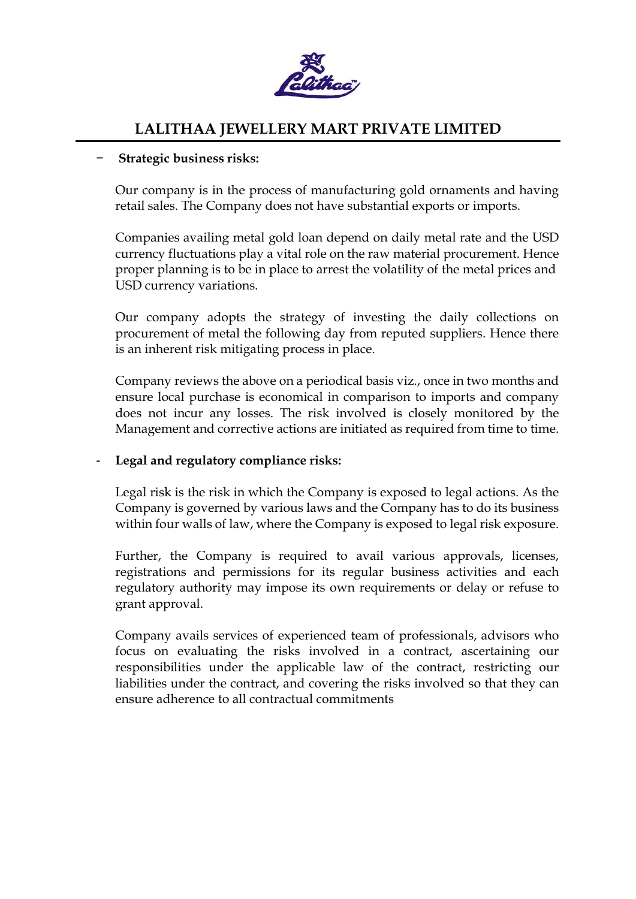- **Strategic business risks:**

  Our company is in the process of manufacturing gold ornaments and having retail sales. The Company does not have substantial exports or imports.

  Companies availing metal gold loan depend on daily metal rate and the USD currency fluctuations play a vital role on the raw material procurement. Hence proper planning is to be in place to arrest the volatility of the metal prices and USD currency variations.

  Our company adopts the strategy of investing the daily collections on procurement of metal the following day from reputed suppliers. Hence there is an inherent risk mitigating process in place.

  Company reviews the above on a periodical basis viz., once in two months and ensure local purchase is economical in comparison to imports and company does not incur any losses. The risk involved is closely monitored by the Management and corrective actions are initiated as required from time to time.

- **Legal and regulatory compliance risks:**

  Legal risk is the risk in which the Company is exposed to legal actions. As the Company is governed by various laws and the Company has to do its business within four walls of law, where the Company is exposed to legal risk exposure.

  Further, the Company is required to avail various approvals, licenses, registrations and permissions for its regular business activities and each regulatory authority may impose its own requirements or delay or refuse to grant approval.

  Company avails services of experienced team of professionals, advisors who focus on evaluating the risks involved in a contract, ascertaining our responsibilities under the applicable law of the contract, restricting our liabilities under the contract, and covering the risks involved so that they can ensure adherence to all contractual commitments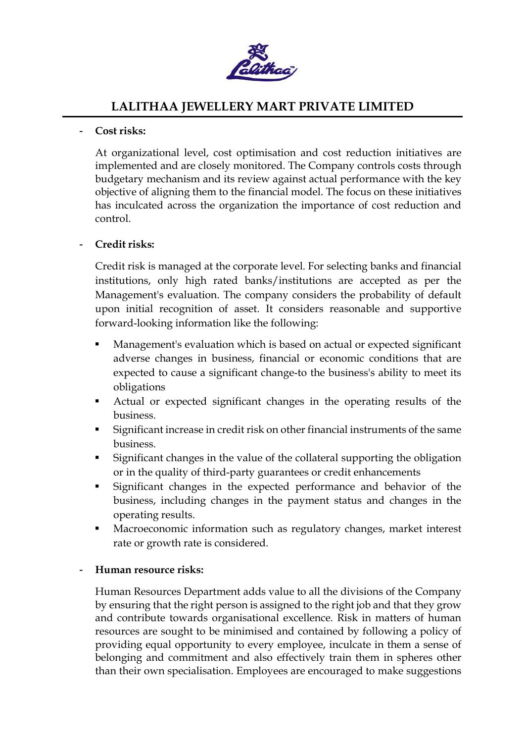- **Cost risks:**

  At organizational level, cost optimisation and cost reduction initiatives are implemented and are closely monitored. The Company controls costs through budgetary mechanism and its review against actual performance with the key objective of aligning them to the financial model. The focus on these initiatives has inculcated across the organization the importance of cost reduction and control.

- **Credit risks:**

  Credit risk is managed at the corporate level. For selecting banks and financial institutions, only high rated banks/institutions are accepted as per the Management's evaluation. The company considers the probability of default upon initial recognition of asset. It considers reasonable and supportive forward-looking information like the following:

  - Management's evaluation which is based on actual or expected significant adverse changes in business, financial or economic conditions that are expected to cause a significant change-to the business's ability to meet its obligations
  - Actual or expected significant changes in the operating results of the business.
  - Significant increase in credit risk on other financial instruments of the same business.
  - Significant changes in the value of the collateral supporting the obligation or in the quality of third-party guarantees or credit enhancements
  - Significant changes in the expected performance and behavior of the business, including changes in the payment status and changes in the operating results.
  - Macroeconomic information such as regulatory changes, market interest rate or growth rate is considered.

- **Human resource risks:**

  Human Resources Department adds value to all the divisions of the Company by ensuring that the right person is assigned to the right job and that they grow and contribute towards organisational excellence. Risk in matters of human resources are sought to be minimised and contained by following a policy of providing equal opportunity to every employee, inculcate in them a sense of belonging and commitment and also effectively train them in spheres other than their own specialisation. Employees are encouraged to make suggestions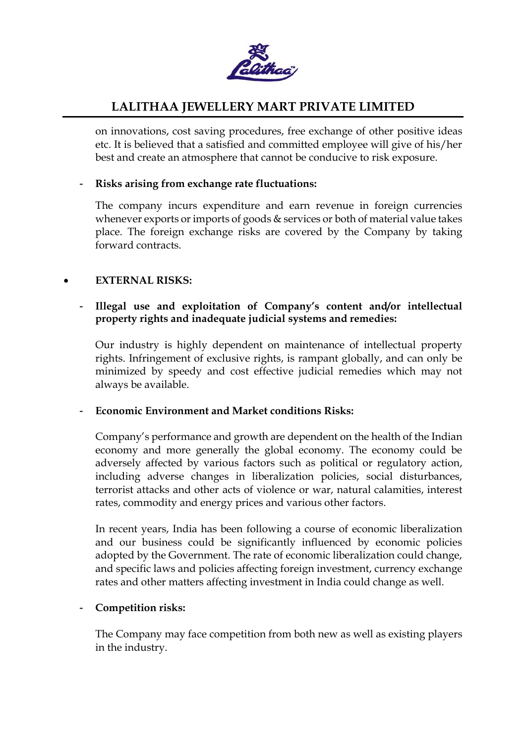on innovations, cost saving procedures, free exchange of other positive ideas etc. It is believed that a satisfied and committed employee will give of his/her best and create an atmosphere that cannot be conducive to risk exposure.

- **Risks arising from exchange rate fluctuations:**

  The company incurs expenditure and earn revenue in foreign currencies whenever exports or imports of goods & services or both of material value takes place. The foreign exchange risks are covered by the Company by taking forward contracts.

- **EXTERNAL RISKS:**

  - **Illegal use and exploitation of Company's content and/or intellectual property rights and inadequate judicial systems and remedies:**

    Our industry is highly dependent on maintenance of intellectual property rights. Infringement of exclusive rights, is rampant globally, and can only be minimized by speedy and cost effective judicial remedies which may not always be available.

  - **Economic Environment and Market conditions Risks:**

    Company's performance and growth are dependent on the health of the Indian economy and more generally the global economy. The economy could be adversely affected by various factors such as political or regulatory action, including adverse changes in liberalization policies, social disturbances, terrorist attacks and other acts of violence or war, natural calamities, interest rates, commodity and energy prices and various other factors.

    In recent years, India has been following a course of economic liberalization and our business could be significantly influenced by economic policies adopted by the Government. The rate of economic liberalization could change, and specific laws and policies affecting foreign investment, currency exchange rates and other matters affecting investment in India could change as well.

  - **Competition risks:**

    The Company may face competition from both new as well as existing players in the industry.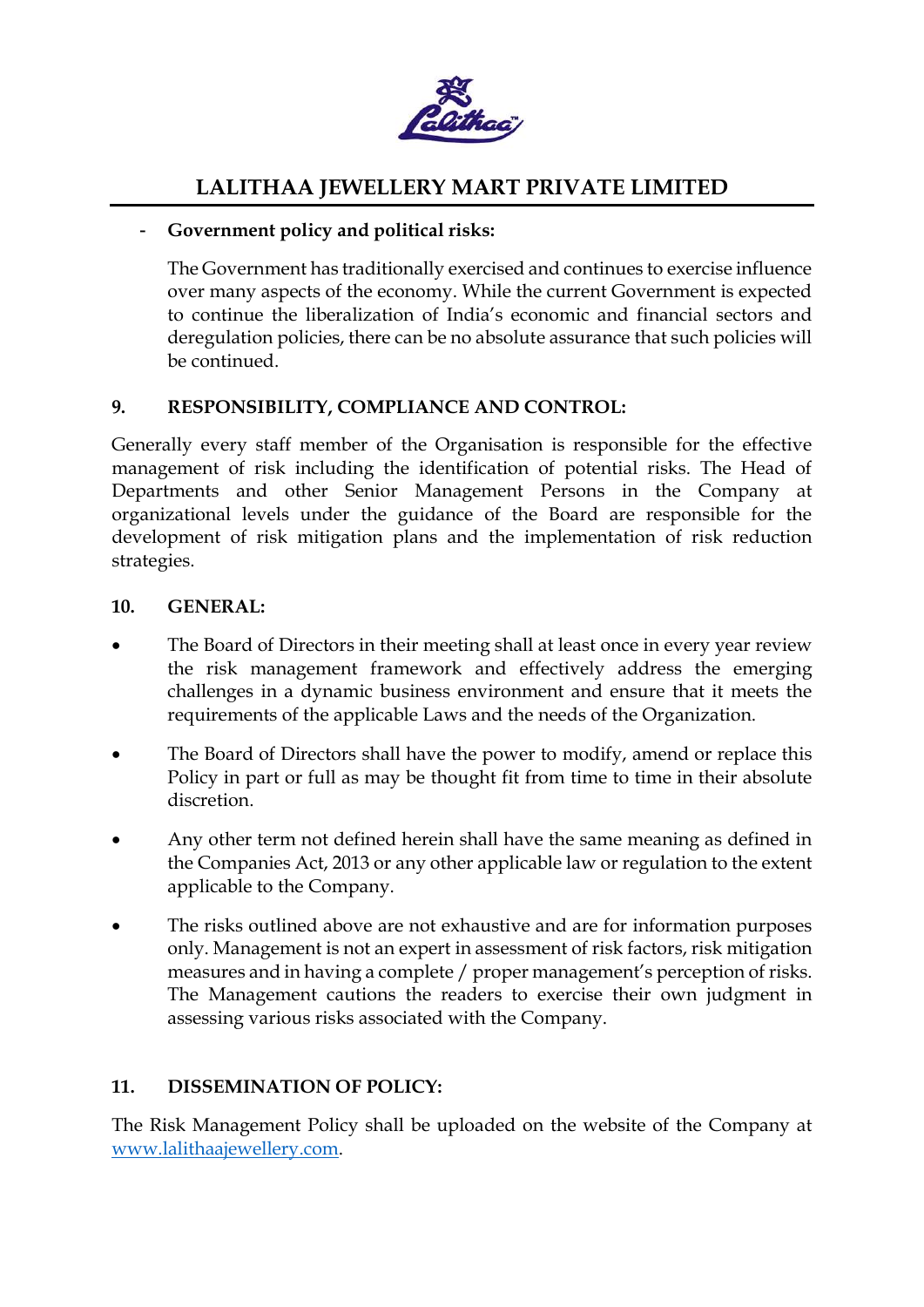- **Government policy and political risks:**

  The Government has traditionally exercised and continues to exercise influence over many aspects of the economy. While the current Government is expected to continue the liberalization of India's economic and financial sectors and deregulation policies, there can be no absolute assurance that such policies will be continued.

## 9. RESPONSIBILITY, COMPLIANCE AND CONTROL:

Generally every staff member of the Organisation is responsible for the effective management of risk including the identification of potential risks. The Head of Departments and other Senior Management Persons in the Company at organizational levels under the guidance of the Board are responsible for the development of risk mitigation plans and the implementation of risk reduction strategies.

## 10. GENERAL:

- The Board of Directors in their meeting shall at least once in every year review the risk management framework and effectively address the emerging challenges in a dynamic business environment and ensure that it meets the requirements of the applicable Laws and the needs of the Organization.
- The Board of Directors shall have the power to modify, amend or replace this Policy in part or full as may be thought fit from time to time in their absolute discretion.
- Any other term not defined herein shall have the same meaning as defined in the Companies Act, 2013 or any other applicable law or regulation to the extent applicable to the Company.
- The risks outlined above are not exhaustive and are for information purposes only. Management is not an expert in assessment of risk factors, risk mitigation measures and in having a complete / proper management's perception of risks. The Management cautions the readers to exercise their own judgment in assessing various risks associated with the Company.

## 11. DISSEMINATION OF POLICY:

The Risk Management Policy shall be uploaded on the website of the Company at www.lalithaajewellery.com.